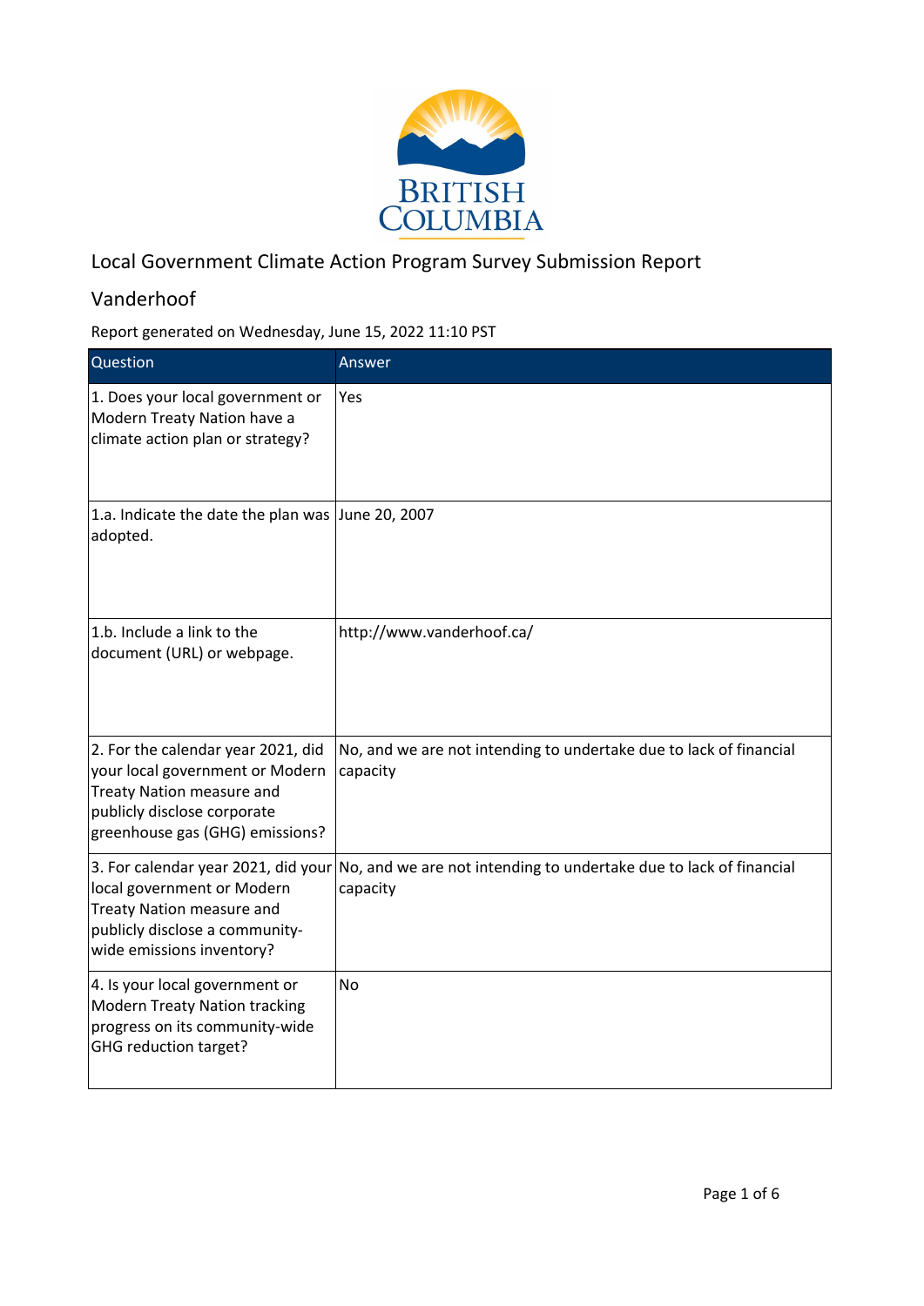# Local Government Climate Action Program Survey Submission Report

## Vanderhoof

Report generated on Wednesday, June 15, 2022 11:10 PST

| Question | Answer |
| --- | --- |
| 1. Does your local government or Modern Treaty Nation have a climate action plan or strategy? | Yes |
| 1.a. Indicate the date the plan was adopted. | June 20, 2007 |
| 1.b. Include a link to the document (URL) or webpage. | http://www.vanderhoof.ca/ |
| 2. For the calendar year 2021, did your local government or Modern Treaty Nation measure and publicly disclose corporate greenhouse gas (GHG) emissions? | No, and we are not intending to undertake due to lack of financial capacity |
| 3. For calendar year 2021, did your local government or Modern Treaty Nation measure and publicly disclose a community-wide emissions inventory? | No, and we are not intending to undertake due to lack of financial capacity |
| 4. Is your local government or Modern Treaty Nation tracking progress on its community-wide GHG reduction target? | No |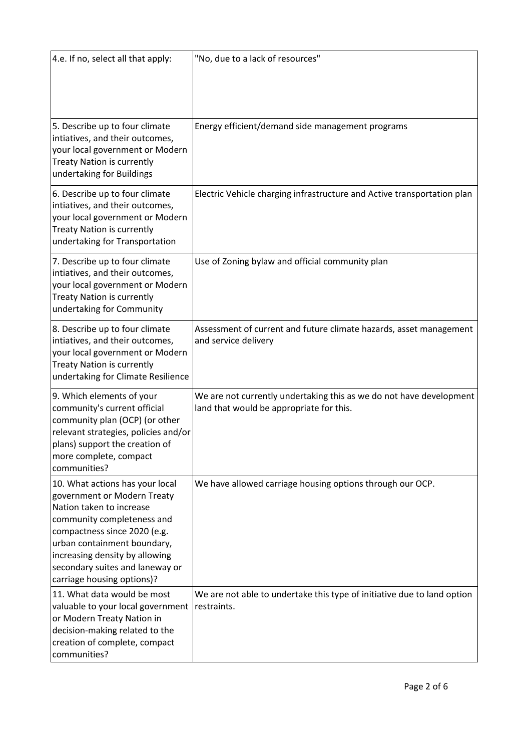| | |
|---|---|
| 4.e. If no, select all that apply: | "No, due to a lack of resources" |
| 5. Describe up to four climate intiatives, and their outcomes, your local government or Modern Treaty Nation is currently undertaking for Buildings | Energy efficient/demand side management programs |
| 6. Describe up to four climate intiatives, and their outcomes, your local government or Modern Treaty Nation is currently undertaking for Transportation | Electric Vehicle charging infrastructure and Active transportation plan |
| 7. Describe up to four climate intiatives, and their outcomes, your local government or Modern Treaty Nation is currently undertaking for Community | Use of Zoning bylaw and official community plan |
| 8. Describe up to four climate intiatives, and their outcomes, your local government or Modern Treaty Nation is currently undertaking for Climate Resilience | Assessment of current and future climate hazards, asset management and service delivery |
| 9. Which elements of your community's current official community plan (OCP) (or other relevant strategies, policies and/or plans) support the creation of more complete, compact communities? | We are not currently undertaking this as we do not have development land that would be appropriate for this. |
| 10. What actions has your local government or Modern Treaty Nation taken to increase community completeness and compactness since 2020 (e.g. urban containment boundary, increasing density by allowing secondary suites and laneway or carriage housing options)? | We have allowed carriage housing options through our OCP. |
| 11. What data would be most valuable to your local government or Modern Treaty Nation in decision-making related to the creation of complete, compact communities? | We are not able to undertake this type of initiative due to land option restraints. |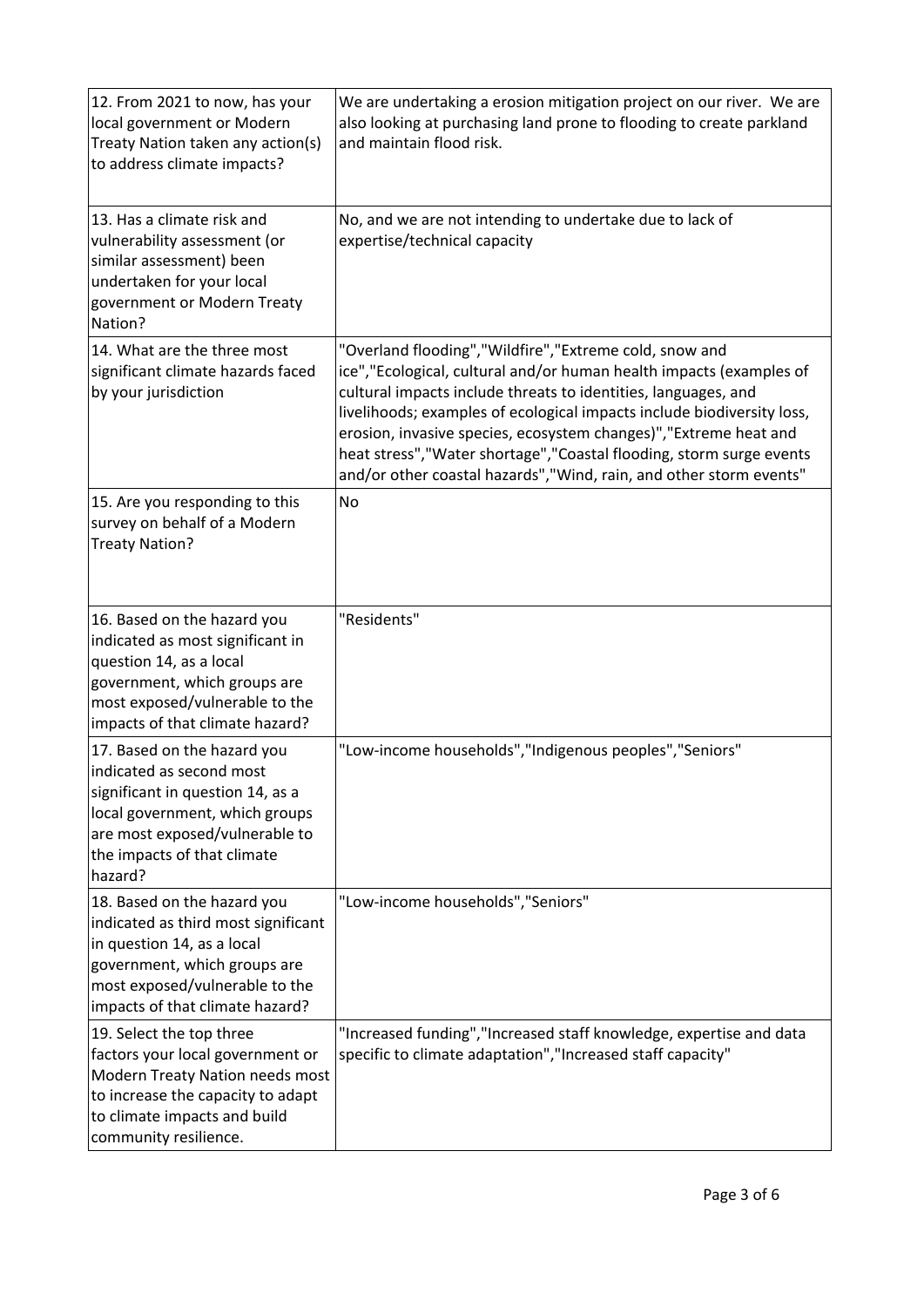| | |
|---|---|
| 12. From 2021 to now, has your local government or Modern Treaty Nation taken any action(s) to address climate impacts? | We are undertaking a erosion mitigation project on our river. We are also looking at purchasing land prone to flooding to create parkland and maintain flood risk. |
| 13. Has a climate risk and vulnerability assessment (or similar assessment) been undertaken for your local government or Modern Treaty Nation? | No, and we are not intending to undertake due to lack of expertise/technical capacity |
| 14. What are the three most significant climate hazards faced by your jurisdiction | "Overland flooding","Wildfire","Extreme cold, snow and ice","Ecological, cultural and/or human health impacts (examples of cultural impacts include threats to identities, languages, and livelihoods; examples of ecological impacts include biodiversity loss, erosion, invasive species, ecosystem changes)","Extreme heat and heat stress","Water shortage","Coastal flooding, storm surge events and/or other coastal hazards","Wind, rain, and other storm events" |
| 15. Are you responding to this survey on behalf of a Modern Treaty Nation? | No |
| 16. Based on the hazard you indicated as most significant in question 14, as a local government, which groups are most exposed/vulnerable to the impacts of that climate hazard? | "Residents" |
| 17. Based on the hazard you indicated as second most significant in question 14, as a local government, which groups are most exposed/vulnerable to the impacts of that climate hazard? | "Low-income households","Indigenous peoples","Seniors" |
| 18. Based on the hazard you indicated as third most significant in question 14, as a local government, which groups are most exposed/vulnerable to the impacts of that climate hazard? | "Low-income households","Seniors" |
| 19. Select the top three factors your local government or Modern Treaty Nation needs most to increase the capacity to adapt to climate impacts and build community resilience. | "Increased funding","Increased staff knowledge, expertise and data specific to climate adaptation","Increased staff capacity" |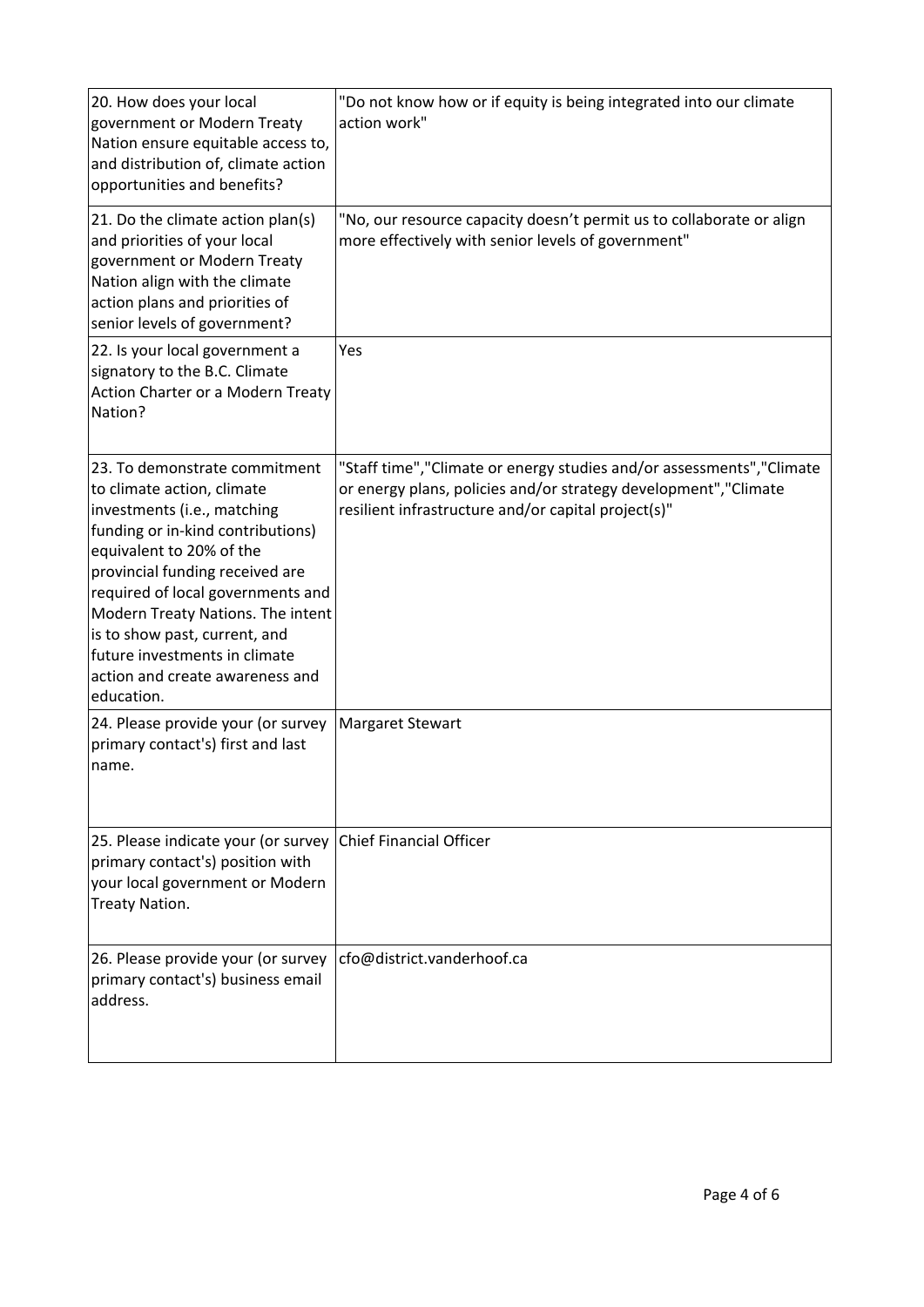| | |
|---|---|
| 20. How does your local government or Modern Treaty Nation ensure equitable access to, and distribution of, climate action opportunities and benefits? | "Do not know how or if equity is being integrated into our climate action work" |
| 21. Do the climate action plan(s) and priorities of your local government or Modern Treaty Nation align with the climate action plans and priorities of senior levels of government? | "No, our resource capacity doesn't permit us to collaborate or align more effectively with senior levels of government" |
| 22. Is your local government a signatory to the B.C. Climate Action Charter or a Modern Treaty Nation? | Yes |
| 23. To demonstrate commitment to climate action, climate investments (i.e., matching funding or in-kind contributions) equivalent to 20% of the provincial funding received are required of local governments and Modern Treaty Nations. The intent is to show past, current, and future investments in climate action and create awareness and education. | "Staff time","Climate or energy studies and/or assessments","Climate or energy plans, policies and/or strategy development","Climate resilient infrastructure and/or capital project(s)" |
| 24. Please provide your (or survey primary contact's) first and last name. | Margaret Stewart |
| 25. Please indicate your (or survey primary contact's) position with your local government or Modern Treaty Nation. | Chief Financial Officer |
| 26. Please provide your (or survey primary contact's) business email address. | cfo@district.vanderhoof.ca |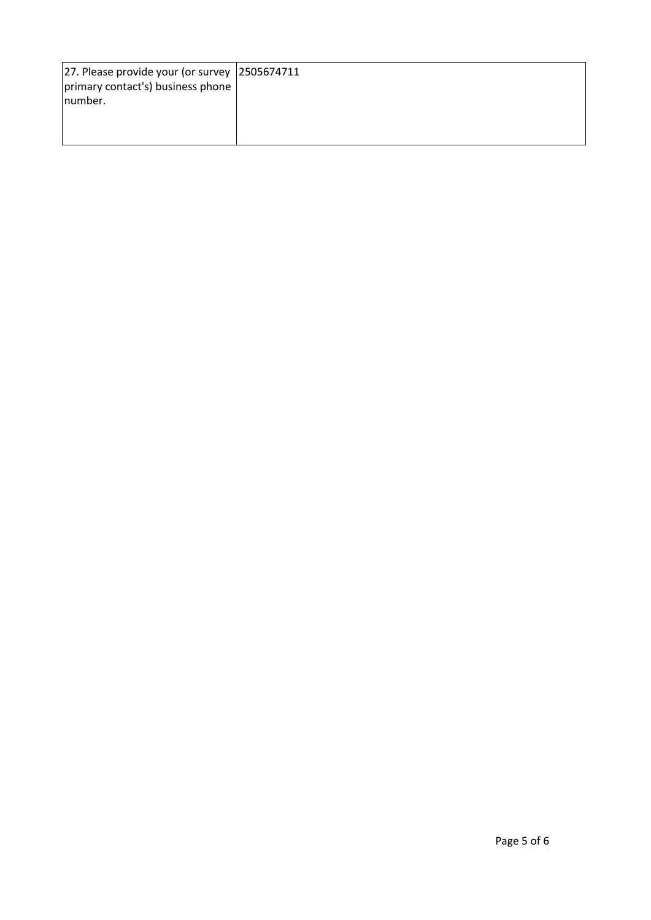| 27. Please provide your (or survey primary contact's) business phone number. | 2505674711 |
|---|---|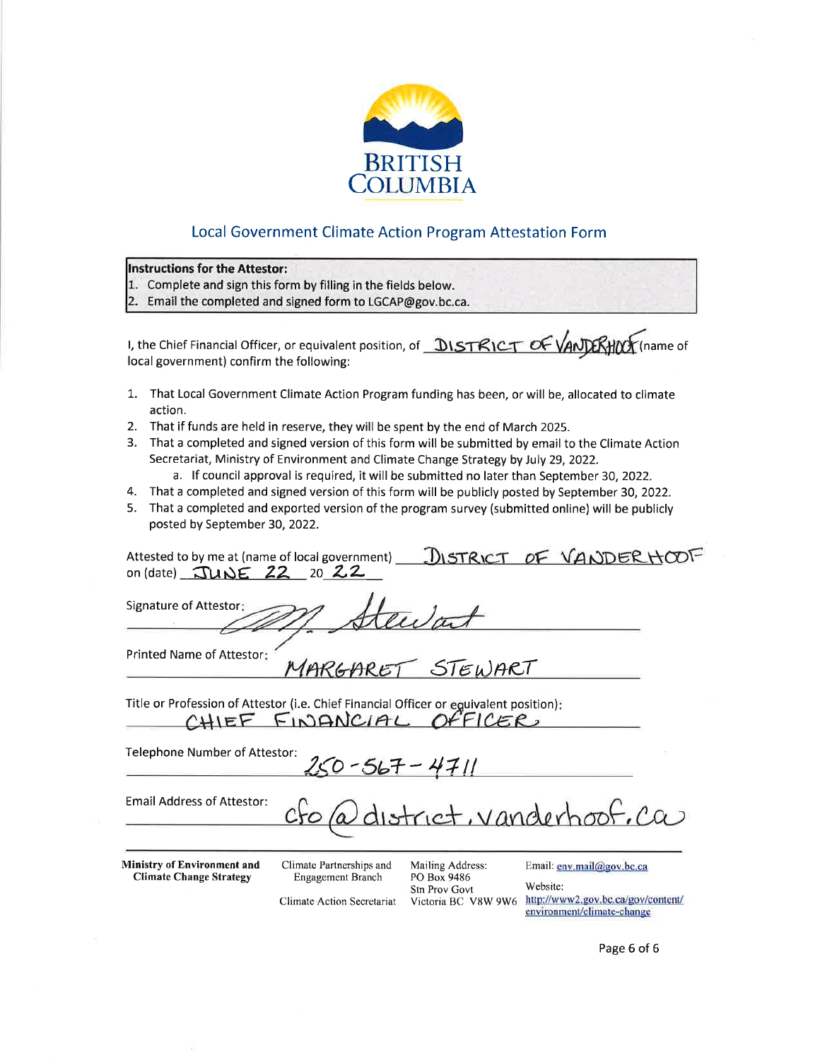BRITISH COLUMBIA

## Local Government Climate Action Program Attestation Form

**Instructions for the Attestor:**
1. Complete and sign this form by filling in the fields below.
2. Email the completed and signed form to LGCAP@gov.bc.ca.

I, the Chief Financial Officer, or equivalent position, of DISTRICT OF VANDERHOOF (name of local government) confirm the following:

1. That Local Government Climate Action Program funding has been, or will be, allocated to climate action.
2. That if funds are held in reserve, they will be spent by the end of March 2025.
3. That a completed and signed version of this form will be submitted by email to the Climate Action Secretariat, Ministry of Environment and Climate Change Strategy by July 29, 2022.
   a. If council approval is required, it will be submitted no later than September 30, 2022.
4. That a completed and signed version of this form will be publicly posted by September 30, 2022.
5. That a completed and exported version of the program survey (submitted online) will be publicly posted by September 30, 2022.

Attested to by me at (name of local government) DISTRICT OF VANDERHOOF on (date) JUNE 22 20 22

Signature of Attestor: M. Stewart

Printed Name of Attestor: MARGARET STEWART

Title or Profession of Attestor (i.e. Chief Financial Officer or equivalent position): CHIEF FINANCIAL OFFICER

Telephone Number of Attestor: 250-567-4711

Email Address of Attestor: cfo@district.vanderhoof.ca

---

**Ministry of Environment and Climate Change Strategy**

Climate Partnerships and Engagement Branch

Climate Action Secretariat

Mailing Address:
PO Box 9486
Stn Prov Govt
Victoria BC V8W 9W6

Email: env.mail@gov.bc.ca

Website: http://www2.gov.bc.ca/gov/content/environment/climate-change